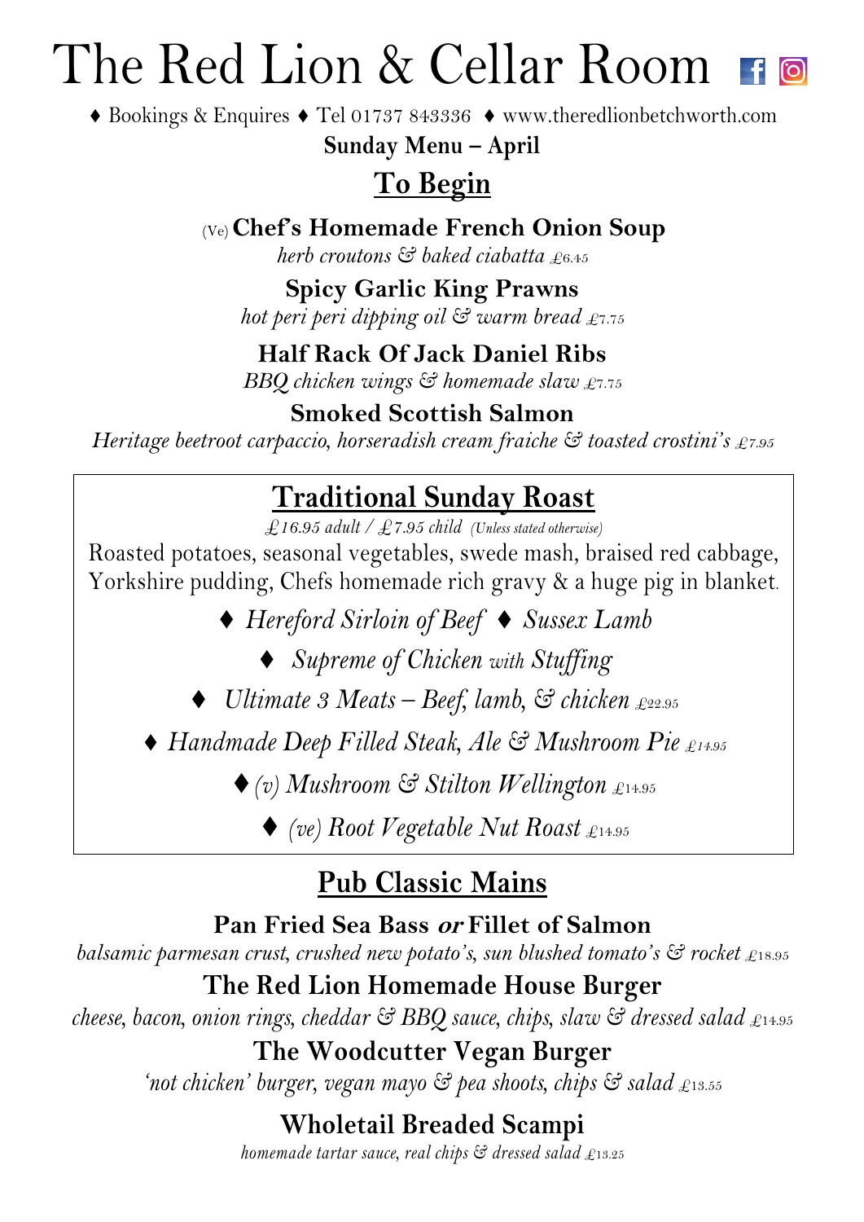# The Red Lion & Cellar Room

♦ Bookings & Enquires ♦ Tel 01737 843336 ♦ www.theredlionbetchworth.com

**Sunday Menu – April**

## To Begin

(Ve) **Chef's Homemade French Onion Soup**
*herb croutons & baked ciabatta* £6.45

**Spicy Garlic King Prawns**
*hot peri peri dipping oil & warm bread* £7.75

**Half Rack Of Jack Daniel Ribs**
*BBQ chicken wings & homemade slaw* £7.75

**Smoked Scottish Salmon**
*Heritage beetroot carpaccio, horseradish cream fraiche & toasted crostini's* £7.95

## Traditional Sunday Roast

*£16.95 adult / £7.95 child* *(Unless stated otherwise)*

Roasted potatoes, seasonal vegetables, swede mash, braised red cabbage, Yorkshire pudding, Chefs homemade rich gravy & a huge pig in blanket.

♦ *Hereford Sirloin of Beef* ♦ *Sussex Lamb*

♦ *Supreme of Chicken with Stuffing*

♦ *Ultimate 3 Meats – Beef, lamb, & chicken* £22.95

♦ *Handmade Deep Filled Steak, Ale & Mushroom Pie* £14.95

♦ *(v) Mushroom & Stilton Wellington* £14.95

♦ *(ve) Root Vegetable Nut Roast* £14.95

## Pub Classic Mains

**Pan Fried Sea Bass *or* Fillet of Salmon**
*balsamic parmesan crust, crushed new potato's, sun blushed tomato's & rocket* £18.95

**The Red Lion Homemade House Burger**
*cheese, bacon, onion rings, cheddar & BBQ sauce, chips, slaw & dressed salad* £14.95

**The Woodcutter Vegan Burger**
*'not chicken' burger, vegan mayo & pea shoots, chips & salad* £13.55

**Wholetail Breaded Scampi**
*homemade tartar sauce, real chips & dressed salad* £13.25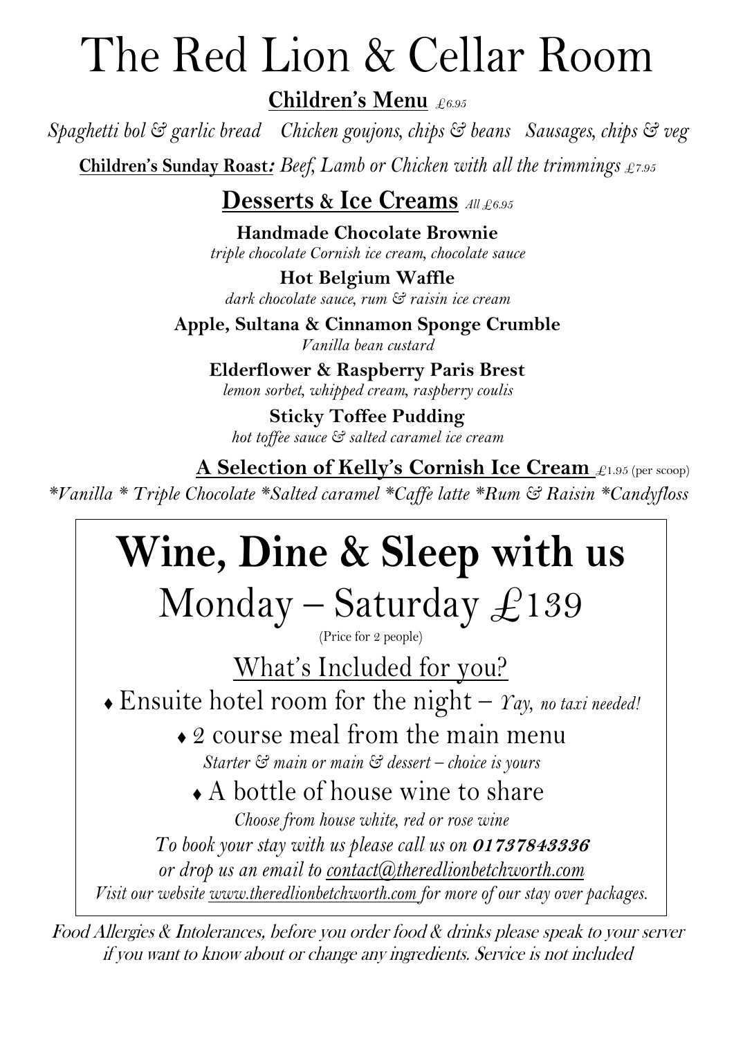# The Red Lion & Cellar Room

## Children's Menu *£6.95*

*Spaghetti bol & garlic bread    Chicken goujons, chips & beans    Sausages, chips & veg*

**Children's Sunday Roast***: Beef, Lamb or Chicken with all the trimmings £7.95*

## Desserts & Ice Creams *All £6.95*

**Handmade Chocolate Brownie**
*triple chocolate Cornish ice cream, chocolate sauce*

**Hot Belgium Waffle**
*dark chocolate sauce, rum & raisin ice cream*

**Apple, Sultana & Cinnamon Sponge Crumble**
*Vanilla bean custard*

**Elderflower & Raspberry Paris Brest**
*lemon sorbet, whipped cream, raspberry coulis*

**Sticky Toffee Pudding**
*hot toffee sauce & salted caramel ice cream*

**A Selection of Kelly's Cornish Ice Cream** £1.95 (per scoop)

*\*Vanilla \* Triple Chocolate \*Salted caramel \*Caffe latte \*Rum & Raisin \*Candyfloss*

# Wine, Dine & Sleep with us

## Monday – Saturday £139

(Price for 2 people)

### What's Included for you?

- Ensuite hotel room for the night – *Yay, no taxi needed!*
- 2 course meal from the main menu
  *Starter & main or main & dessert – choice is yours*
- A bottle of house wine to share
  *Choose from house white, red or rose wine*

*To book your stay with us please call us on **01737843336***
*or drop us an email to contact@theredlionbetchworth.com*
*Visit our website www.theredlionbetchworth.com for more of our stay over packages.*

Food Allergies & Intolerances, before you order food & drinks please speak to your server if you want to know about or change any ingredients. Service is not included